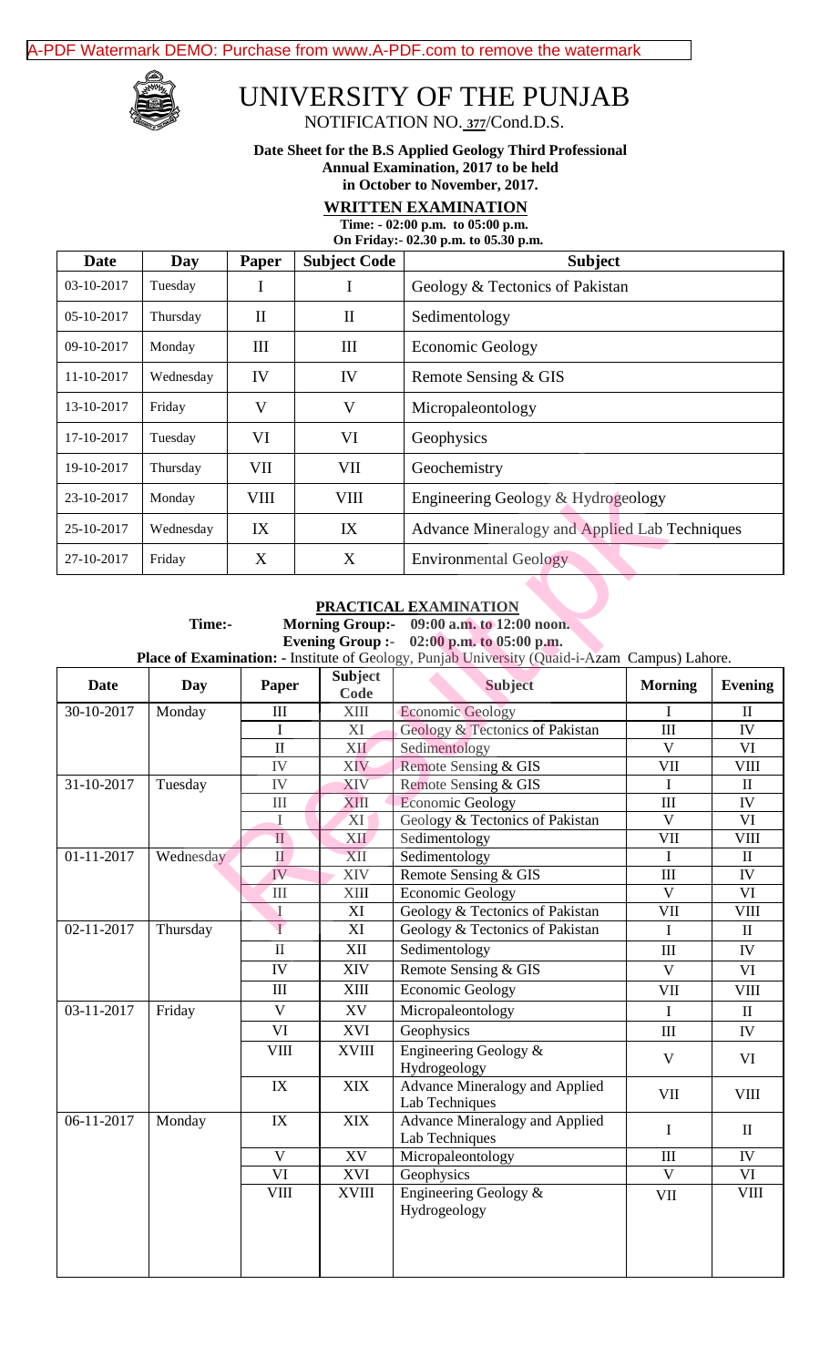# UNIVERSITY OF THE PUNJAB

NOTIFICATION NO. 377/Cond.D.S.

**Date Sheet for the B.S Applied Geology Third Professional Annual Examination, 2017 to be held in October to November, 2017.**

## WRITTEN EXAMINATION

**Time: - 02:00 p.m. to 05:00 p.m.**
**On Friday:- 02.30 p.m. to 05.30 p.m.**

| Date | Day | Paper | Subject Code | Subject |
|---|---|---|---|---|
| 03-10-2017 | Tuesday | I | I | Geology & Tectonics of Pakistan |
| 05-10-2017 | Thursday | II | II | Sedimentology |
| 09-10-2017 | Monday | III | III | Economic Geology |
| 11-10-2017 | Wednesday | IV | IV | Remote Sensing & GIS |
| 13-10-2017 | Friday | V | V | Micropaleontology |
| 17-10-2017 | Tuesday | VI | VI | Geophysics |
| 19-10-2017 | Thursday | VII | VII | Geochemistry |
| 23-10-2017 | Monday | VIII | VIII | Engineering Geology & Hydrogeology |
| 25-10-2017 | Wednesday | IX | IX | Advance Mineralogy and Applied Lab Techniques |
| 27-10-2017 | Friday | X | X | Environmental Geology |

## PRACTICAL EXAMINATION

**Time:- Morning Group:- 09:00 a.m. to 12:00 noon.**
**Evening Group :- 02:00 p.m. to 05:00 p.m.**

**Place of Examination: -** Institute of Geology, Punjab University (Quaid-i-Azam Campus) Lahore.

| Date | Day | Paper | Subject Code | Subject | Morning | Evening |
|---|---|---|---|---|---|---|
| 30-10-2017 | Monday | III | XIII | Economic Geology | I | II |
| | | I | XI | Geology & Tectonics of Pakistan | III | IV |
| | | II | XII | Sedimentology | V | VI |
| | | IV | XIV | Remote Sensing & GIS | VII | VIII |
| 31-10-2017 | Tuesday | IV | XIV | Remote Sensing & GIS | I | II |
| | | III | XIII | Economic Geology | III | IV |
| | | I | XI | Geology & Tectonics of Pakistan | V | VI |
| | | II | XII | Sedimentology | VII | VIII |
| 01-11-2017 | Wednesday | II | XII | Sedimentology | I | II |
| | | IV | XIV | Remote Sensing & GIS | III | IV |
| | | III | XIII | Economic Geology | V | VI |
| | | I | XI | Geology & Tectonics of Pakistan | VII | VIII |
| 02-11-2017 | Thursday | I | XI | Geology & Tectonics of Pakistan | I | II |
| | | II | XII | Sedimentology | III | IV |
| | | IV | XIV | Remote Sensing & GIS | V | VI |
| | | III | XIII | Economic Geology | VII | VIII |
| 03-11-2017 | Friday | V | XV | Micropaleontology | I | II |
| | | VI | XVI | Geophysics | III | IV |
| | | VIII | XVIII | Engineering Geology & Hydrogeology | V | VI |
| | | IX | XIX | Advance Mineralogy and Applied Lab Techniques | VII | VIII |
| 06-11-2017 | Monday | IX | XIX | Advance Mineralogy and Applied Lab Techniques | I | II |
| | | V | XV | Micropaleontology | III | IV |
| | | VI | XVI | Geophysics | V | VI |
| | | VIII | XVIII | Engineering Geology & Hydrogeology | VII | VIII |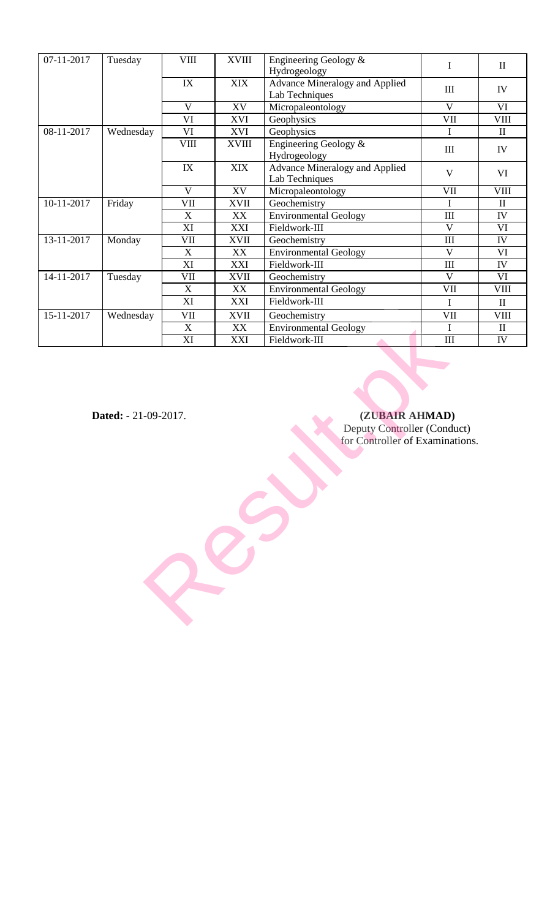| | | | | | | |
|---|---|---|---|---|---|---|
| 07-11-2017 | Tuesday | VIII | XVIII | Engineering Geology & Hydrogeology | I | II |
| | | IX | XIX | Advance Mineralogy and Applied Lab Techniques | III | IV |
| | | V | XV | Micropaleontology | V | VI |
| | | VI | XVI | Geophysics | VII | VIII |
| 08-11-2017 | Wednesday | VI | XVI | Geophysics | I | II |
| | | VIII | XVIII | Engineering Geology & Hydrogeology | III | IV |
| | | IX | XIX | Advance Mineralogy and Applied Lab Techniques | V | VI |
| | | V | XV | Micropaleontology | VII | VIII |
| 10-11-2017 | Friday | VII | XVII | Geochemistry | I | II |
| | | X | XX | Environmental Geology | III | IV |
| | | XI | XXI | Fieldwork-III | V | VI |
| 13-11-2017 | Monday | VII | XVII | Geochemistry | III | IV |
| | | X | XX | Environmental Geology | V | VI |
| | | XI | XXI | Fieldwork-III | III | IV |
| 14-11-2017 | Tuesday | VII | XVII | Geochemistry | V | VI |
| | | X | XX | Environmental Geology | VII | VIII |
| | | XI | XXI | Fieldwork-III | I | II |
| 15-11-2017 | Wednesday | VII | XVII | Geochemistry | VII | VIII |
| | | X | XX | Environmental Geology | I | II |
| | | XI | XXI | Fieldwork-III | III | IV |

**Dated:** - 21-09-2017.

**(ZUBAIR AHMAD)**
Deputy Controller (Conduct)
for Controller of Examinations.